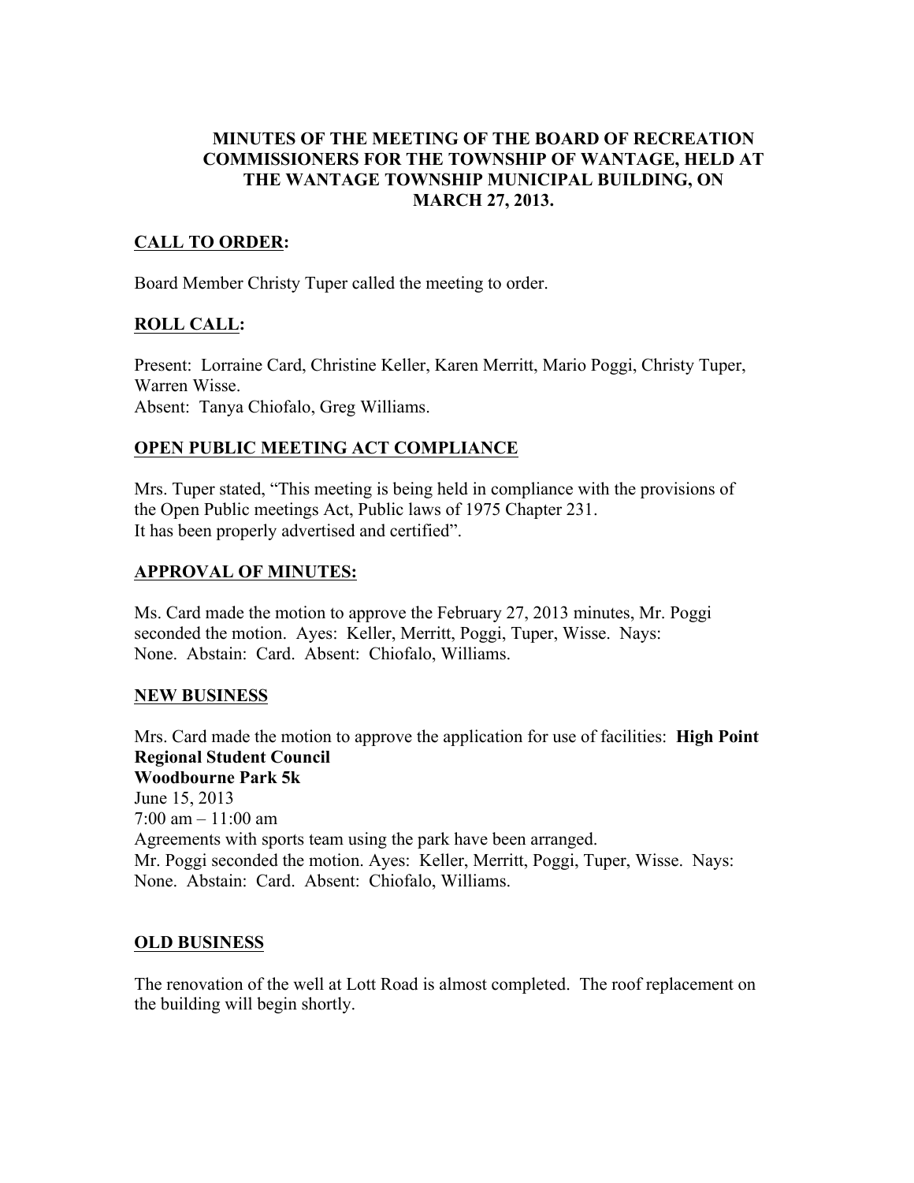# MINUTES OF THE MEETING OF THE BOARD OF RECREATION COMMISSIONERS FOR THE TOWNSHIP OF WANTAGE, HELD AT THE WANTAGE TOWNSHIP MUNICIPAL BUILDING, ON MARCH 27, 2013.

## CALL TO ORDER:

Board Member Christy Tuper called the meeting to order.

## ROLL CALL:

Present: Lorraine Card, Christine Keller, Karen Merritt, Mario Poggi, Christy Tuper, Warren Wisse.
Absent: Tanya Chiofalo, Greg Williams.

## OPEN PUBLIC MEETING ACT COMPLIANCE

Mrs. Tuper stated, "This meeting is being held in compliance with the provisions of the Open Public meetings Act, Public laws of 1975 Chapter 231.
It has been properly advertised and certified".

## APPROVAL OF MINUTES:

Ms. Card made the motion to approve the February 27, 2013 minutes, Mr. Poggi seconded the motion. Ayes: Keller, Merritt, Poggi, Tuper, Wisse. Nays: None. Abstain: Card. Absent: Chiofalo, Williams.

## NEW BUSINESS

Mrs. Card made the motion to approve the application for use of facilities: **High Point Regional Student Council**
**Woodbourne Park 5k**
June 15, 2013
7:00 am – 11:00 am
Agreements with sports team using the park have been arranged.
Mr. Poggi seconded the motion. Ayes: Keller, Merritt, Poggi, Tuper, Wisse. Nays: None. Abstain: Card. Absent: Chiofalo, Williams.

## OLD BUSINESS

The renovation of the well at Lott Road is almost completed. The roof replacement on the building will begin shortly.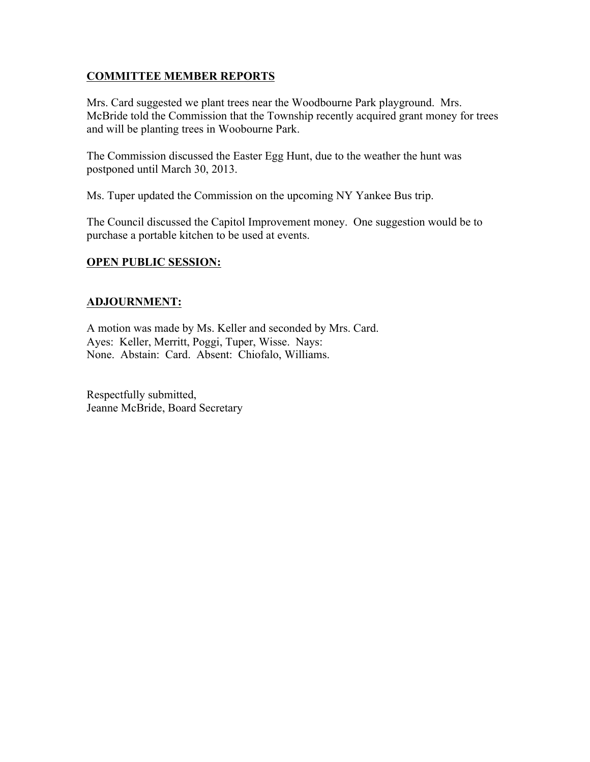**COMMITTEE MEMBER REPORTS**

Mrs. Card suggested we plant trees near the Woodbourne Park playground. Mrs. McBride told the Commission that the Township recently acquired grant money for trees and will be planting trees in Woobourne Park.

The Commission discussed the Easter Egg Hunt, due to the weather the hunt was postponed until March 30, 2013.

Ms. Tuper updated the Commission on the upcoming NY Yankee Bus trip.

The Council discussed the Capitol Improvement money. One suggestion would be to purchase a portable kitchen to be used at events.

**OPEN PUBLIC SESSION:**

**ADJOURNMENT:**

A motion was made by Ms. Keller and seconded by Mrs. Card.
Ayes: Keller, Merritt, Poggi, Tuper, Wisse. Nays: None. Abstain: Card. Absent: Chiofalo, Williams.

Respectfully submitted,
Jeanne McBride, Board Secretary